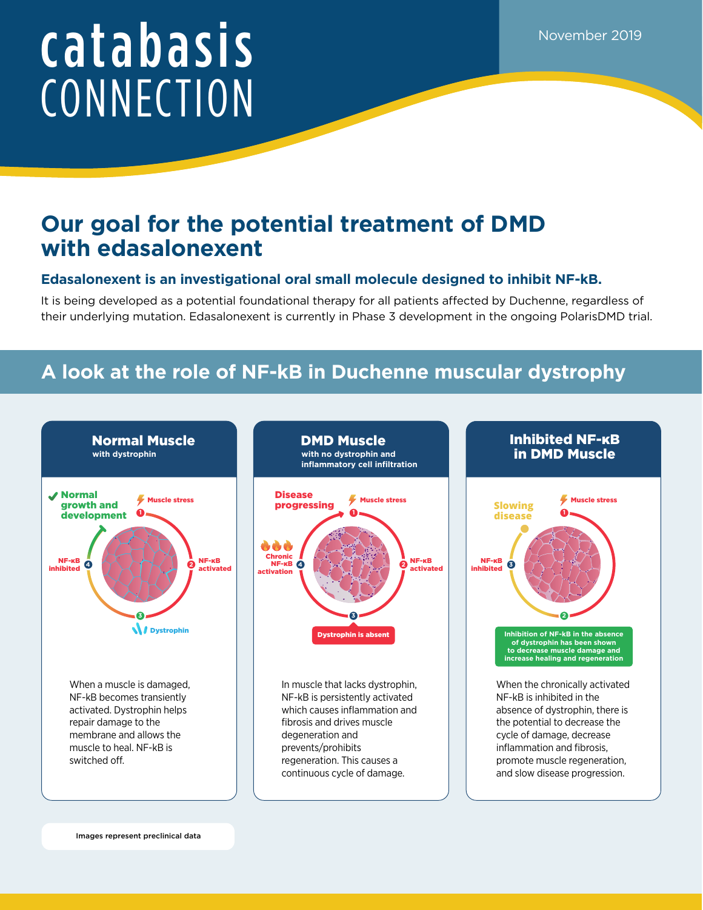# catabasis CONNECTION

November 2019

## Our goal for the potential treatment of DMD with edasalonexent

### Edasalonexent is an investigational oral small molecule designed to inhibit NF-kB.

It is being developed as a potential foundational therapy for all patients affected by Duchenne, regardless of their underlying mutation. Edasalonexent is currently in Phase 3 development in the ongoing PolarisDMD trial.

## A look at the role of NF-kB in Duchenne muscular dystrophy

### Normal Muscle
with dystrophin

Normal growth and development

1 Muscle stress
2 NF-κB activated
3 Dystrophin
4 NF-κB inhibited

When a muscle is damaged, NF-kB becomes transiently activated. Dystrophin helps repair damage to the membrane and allows the muscle to heal. NF-kB is switched off.

### DMD Muscle
with no dystrophin and inflammatory cell infiltration

Disease progressing

1 Muscle stress
2 NF-κB activated
3 Dystrophin is absent
4 Chronic NF-κB activation

In muscle that lacks dystrophin, NF-kB is persistently activated which causes inflammation and fibrosis and drives muscle degeneration and prevents/prohibits regeneration. This causes a continuous cycle of damage.

### Inhibited NF-κB in DMD Muscle

Slowing disease

1 Muscle stress
2 Inhibition of NF-kB in the absence of dystrophin has been shown to decrease muscle damage and increase healing and regeneration
3 NF-κB inhibited

When the chronically activated NF-kB is inhibited in the absence of dystrophin, there is the potential to decrease the cycle of damage, decrease inflammation and fibrosis, promote muscle regeneration, and slow disease progression.

Images represent preclinical data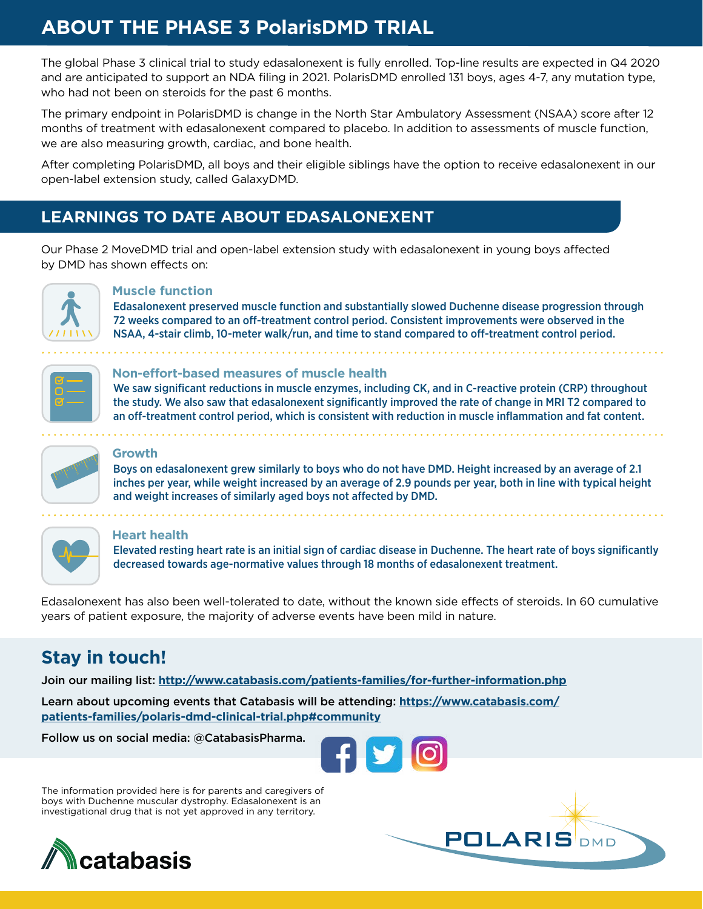## ABOUT THE PHASE 3 PolarisDMD TRIAL

The global Phase 3 clinical trial to study edasalonexent is fully enrolled. Top-line results are expected in Q4 2020 and are anticipated to support an NDA filing in 2021. PolarisDMD enrolled 131 boys, ages 4-7, any mutation type, who had not been on steroids for the past 6 months.

The primary endpoint in PolarisDMD is change in the North Star Ambulatory Assessment (NSAA) score after 12 months of treatment with edasalonexent compared to placebo. In addition to assessments of muscle function, we are also measuring growth, cardiac, and bone health.

After completing PolarisDMD, all boys and their eligible siblings have the option to receive edasalonexent in our open-label extension study, called GalaxyDMD.

## LEARNINGS TO DATE ABOUT EDASALONEXENT

Our Phase 2 MoveDMD trial and open-label extension study with edasalonexent in young boys affected by DMD has shown effects on:

### Muscle function

**Edasalonexent preserved muscle function and substantially slowed Duchenne disease progression through 72 weeks compared to an off-treatment control period. Consistent improvements were observed in the NSAA, 4-stair climb, 10-meter walk/run, and time to stand compared to off-treatment control period.**

### Non-effort-based measures of muscle health

**We saw significant reductions in muscle enzymes, including CK, and in C-reactive protein (CRP) throughout the study. We also saw that edasalonexent significantly improved the rate of change in MRI T2 compared to an off-treatment control period, which is consistent with reduction in muscle inflammation and fat content.**

### Growth

**Boys on edasalonexent grew similarly to boys who do not have DMD. Height increased by an average of 2.1 inches per year, while weight increased by an average of 2.9 pounds per year, both in line with typical height and weight increases of similarly aged boys not affected by DMD.**

### Heart health

**Elevated resting heart rate is an initial sign of cardiac disease in Duchenne. The heart rate of boys significantly decreased towards age-normative values through 18 months of edasalonexent treatment.**

Edasalonexent has also been well-tolerated to date, without the known side effects of steroids. In 60 cumulative years of patient exposure, the majority of adverse events have been mild in nature.

## Stay in touch!

Join our mailing list: http://www.catabasis.com/patients-families/for-further-information.php

Learn about upcoming events that Catabasis will be attending: https://www.catabasis.com/patients-families/polaris-dmd-clinical-trial.php#community

Follow us on social media: @CatabasisPharma.

The information provided here is for parents and caregivers of boys with Duchenne muscular dystrophy. Edasalonexent is an investigational drug that is not yet approved in any territory.

catabasis

POLARIS DMD